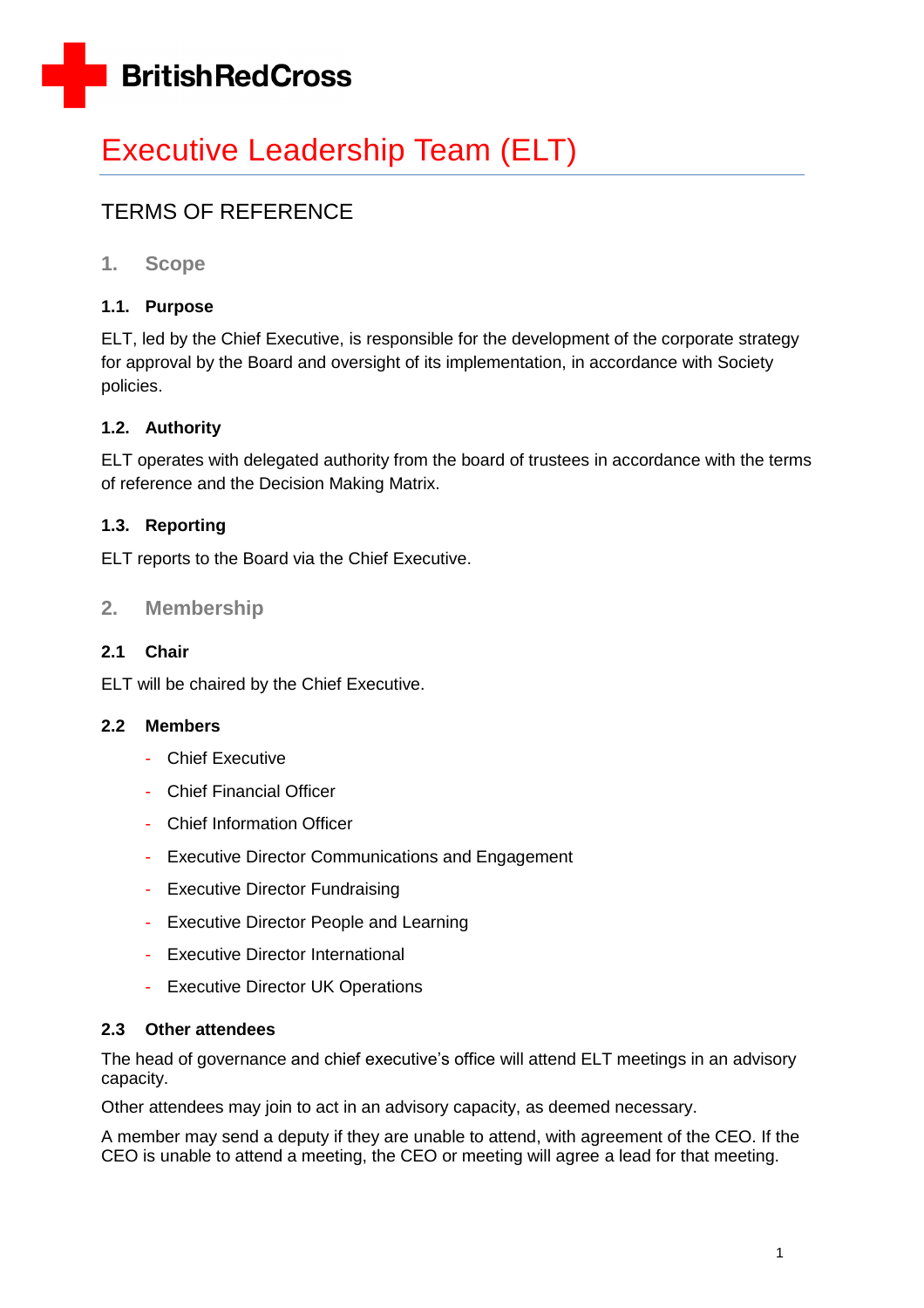British Red Cross

# Executive Leadership Team (ELT)

## TERMS OF REFERENCE

## 1. Scope

### 1.1. Purpose

ELT, led by the Chief Executive, is responsible for the development of the corporate strategy for approval by the Board and oversight of its implementation, in accordance with Society policies.

### 1.2. Authority

ELT operates with delegated authority from the board of trustees in accordance with the terms of reference and the Decision Making Matrix.

### 1.3. Reporting

ELT reports to the Board via the Chief Executive.

## 2. Membership

### 2.1 Chair

ELT will be chaired by the Chief Executive.

### 2.2 Members

- Chief Executive
- Chief Financial Officer
- Chief Information Officer
- Executive Director Communications and Engagement
- Executive Director Fundraising
- Executive Director People and Learning
- Executive Director International
- Executive Director UK Operations

### 2.3 Other attendees

The head of governance and chief executive's office will attend ELT meetings in an advisory capacity.

Other attendees may join to act in an advisory capacity, as deemed necessary.

A member may send a deputy if they are unable to attend, with agreement of the CEO. If the CEO is unable to attend a meeting, the CEO or meeting will agree a lead for that meeting.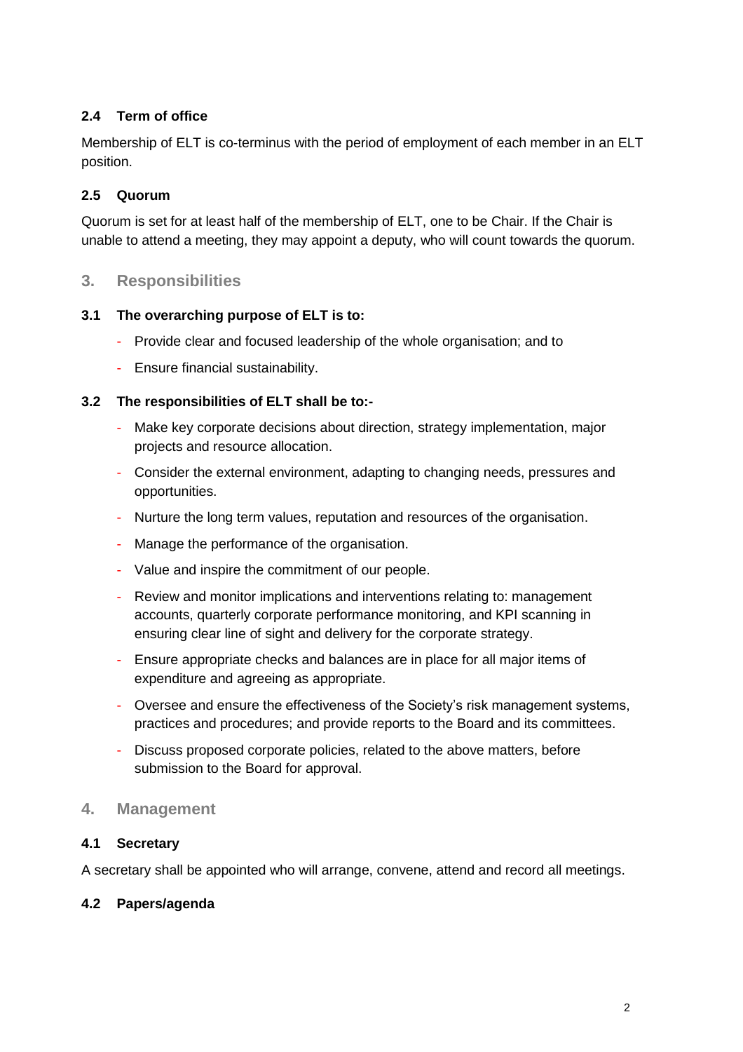### 2.4 Term of office

Membership of ELT is co-terminus with the period of employment of each member in an ELT position.

### 2.5 Quorum

Quorum is set for at least half of the membership of ELT, one to be Chair. If the Chair is unable to attend a meeting, they may appoint a deputy, who will count towards the quorum.

## 3. Responsibilities

### 3.1 The overarching purpose of ELT is to:

- Provide clear and focused leadership of the whole organisation; and to
- Ensure financial sustainability.

### 3.2 The responsibilities of ELT shall be to:-

- Make key corporate decisions about direction, strategy implementation, major projects and resource allocation.
- Consider the external environment, adapting to changing needs, pressures and opportunities.
- Nurture the long term values, reputation and resources of the organisation.
- Manage the performance of the organisation.
- Value and inspire the commitment of our people.
- Review and monitor implications and interventions relating to: management accounts, quarterly corporate performance monitoring, and KPI scanning in ensuring clear line of sight and delivery for the corporate strategy.
- Ensure appropriate checks and balances are in place for all major items of expenditure and agreeing as appropriate.
- Oversee and ensure the effectiveness of the Society's risk management systems, practices and procedures; and provide reports to the Board and its committees.
- Discuss proposed corporate policies, related to the above matters, before submission to the Board for approval.

## 4. Management

### 4.1 Secretary

A secretary shall be appointed who will arrange, convene, attend and record all meetings.

### 4.2 Papers/agenda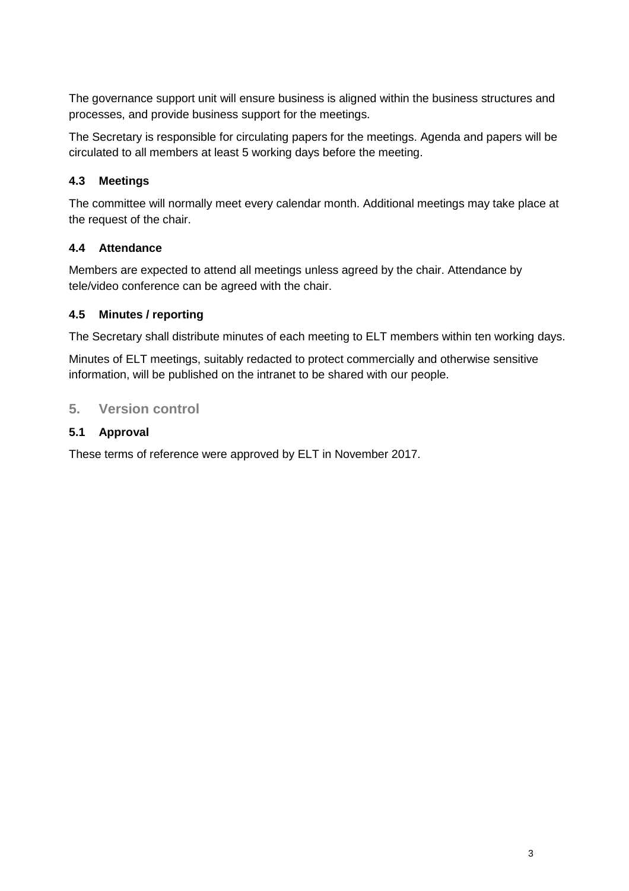The governance support unit will ensure business is aligned within the business structures and processes, and provide business support for the meetings.

The Secretary is responsible for circulating papers for the meetings. Agenda and papers will be circulated to all members at least 5 working days before the meeting.

### 4.3 Meetings

The committee will normally meet every calendar month. Additional meetings may take place at the request of the chair.

### 4.4 Attendance

Members are expected to attend all meetings unless agreed by the chair. Attendance by tele/video conference can be agreed with the chair.

### 4.5 Minutes / reporting

The Secretary shall distribute minutes of each meeting to ELT members within ten working days.

Minutes of ELT meetings, suitably redacted to protect commercially and otherwise sensitive information, will be published on the intranet to be shared with our people.

## 5. Version control

### 5.1 Approval

These terms of reference were approved by ELT in November 2017.